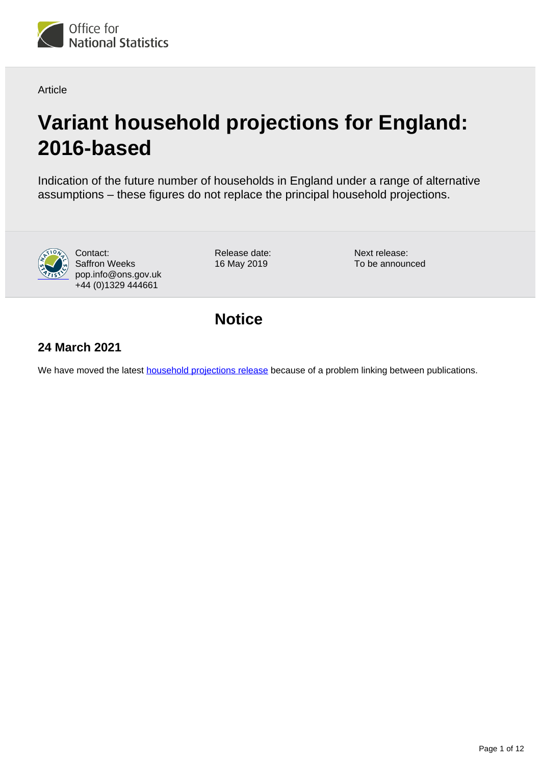Article

# Variant household projections for England: 2016-based

Indication of the future number of households in England under a range of alternative assumptions – these figures do not replace the principal household projections.

Contact:
Saffron Weeks
pop.info@ons.gov.uk
+44 (0)1329 444661

Release date:
16 May 2019

Next release:
To be announced

## Notice

### 24 March 2021

We have moved the latest [household projections release](#) because of a problem linking between publications.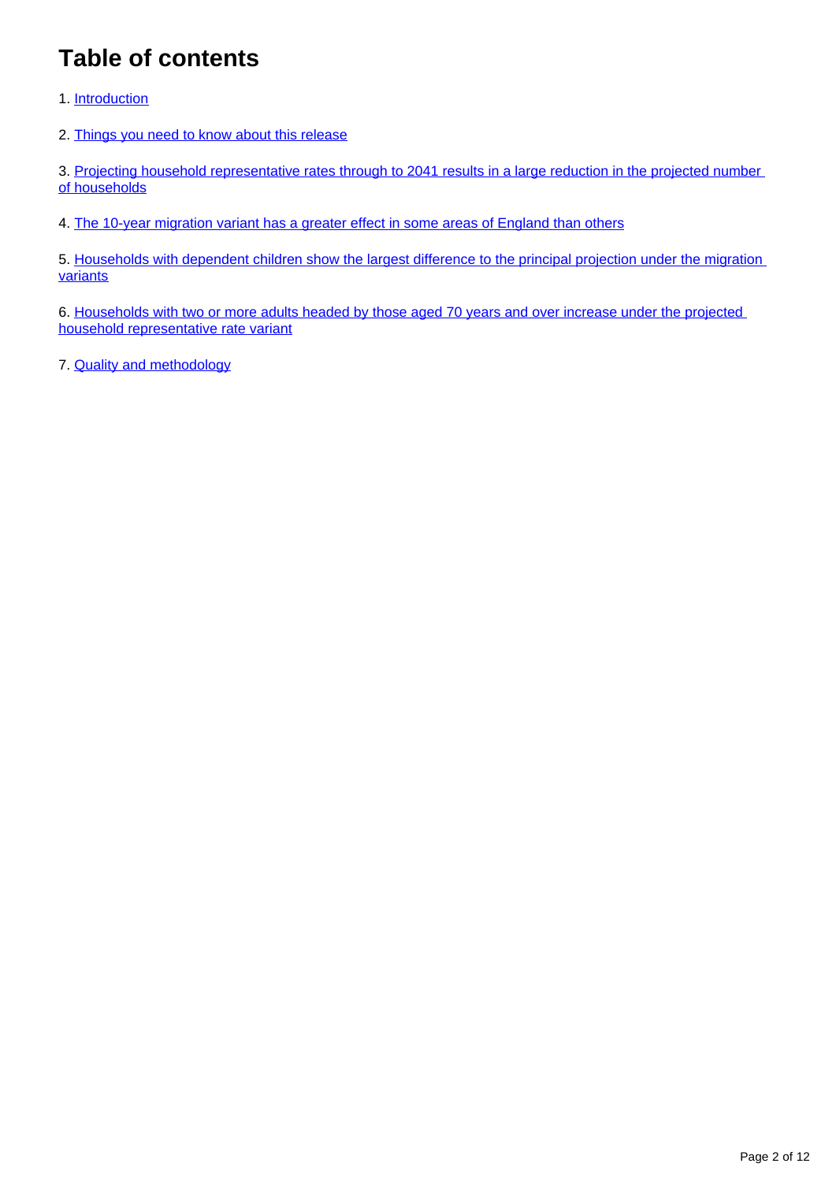# Table of contents

1. Introduction

2. Things you need to know about this release

3. Projecting household representative rates through to 2041 results in a large reduction in the projected number of households

4. The 10-year migration variant has a greater effect in some areas of England than others

5. Households with dependent children show the largest difference to the principal projection under the migration variants

6. Households with two or more adults headed by those aged 70 years and over increase under the projected household representative rate variant

7. Quality and methodology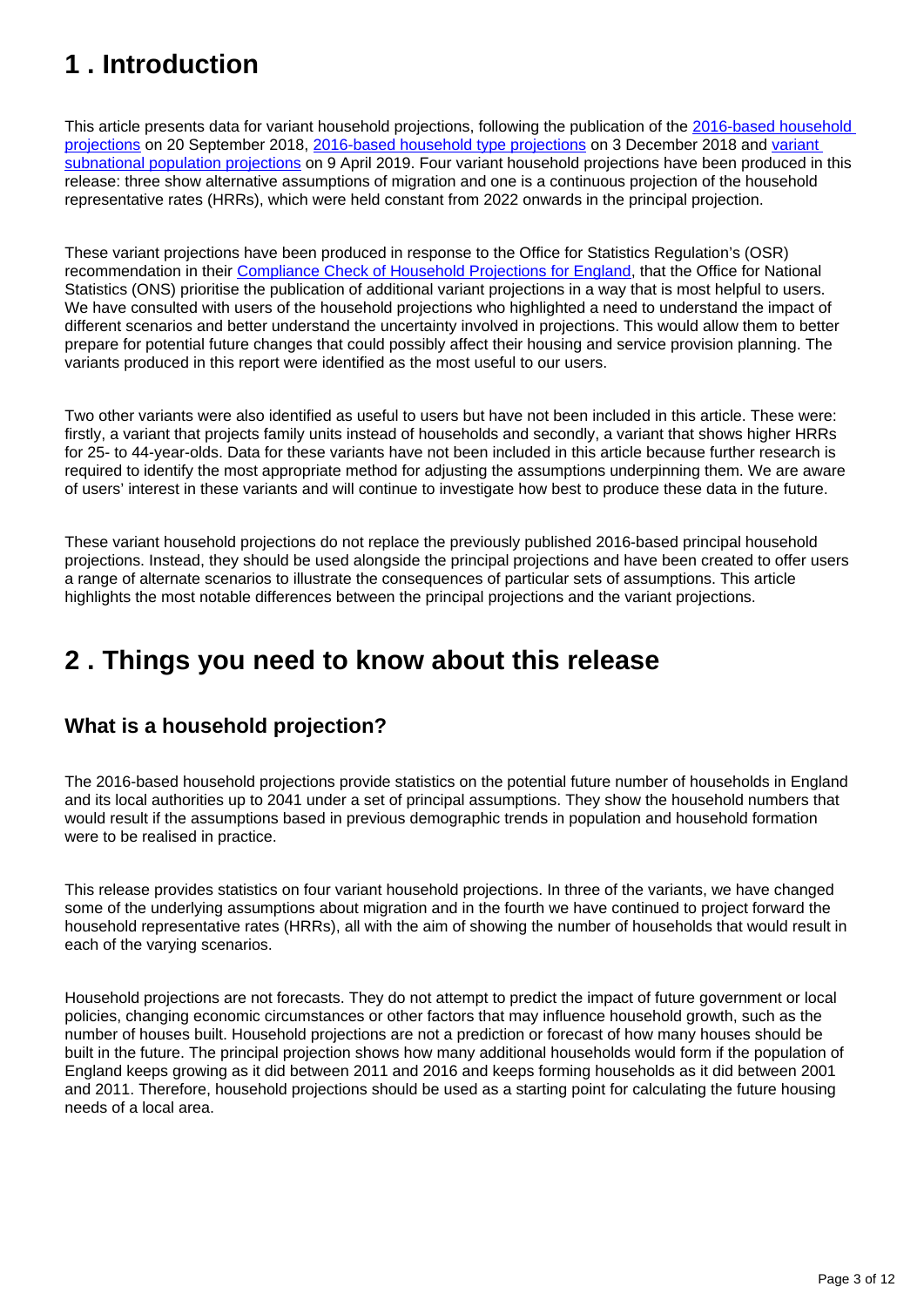# 1 . Introduction

This article presents data for variant household projections, following the publication of the 2016-based household projections on 20 September 2018, 2016-based household type projections on 3 December 2018 and variant subnational population projections on 9 April 2019. Four variant household projections have been produced in this release: three show alternative assumptions of migration and one is a continuous projection of the household representative rates (HRRs), which were held constant from 2022 onwards in the principal projection.

These variant projections have been produced in response to the Office for Statistics Regulation's (OSR) recommendation in their Compliance Check of Household Projections for England, that the Office for National Statistics (ONS) prioritise the publication of additional variant projections in a way that is most helpful to users. We have consulted with users of the household projections who highlighted a need to understand the impact of different scenarios and better understand the uncertainty involved in projections. This would allow them to better prepare for potential future changes that could possibly affect their housing and service provision planning. The variants produced in this report were identified as the most useful to our users.

Two other variants were also identified as useful to users but have not been included in this article. These were: firstly, a variant that projects family units instead of households and secondly, a variant that shows higher HRRs for 25- to 44-year-olds. Data for these variants have not been included in this article because further research is required to identify the most appropriate method for adjusting the assumptions underpinning them. We are aware of users' interest in these variants and will continue to investigate how best to produce these data in the future.

These variant household projections do not replace the previously published 2016-based principal household projections. Instead, they should be used alongside the principal projections and have been created to offer users a range of alternate scenarios to illustrate the consequences of particular sets of assumptions. This article highlights the most notable differences between the principal projections and the variant projections.

# 2 . Things you need to know about this release

## What is a household projection?

The 2016-based household projections provide statistics on the potential future number of households in England and its local authorities up to 2041 under a set of principal assumptions. They show the household numbers that would result if the assumptions based in previous demographic trends in population and household formation were to be realised in practice.

This release provides statistics on four variant household projections. In three of the variants, we have changed some of the underlying assumptions about migration and in the fourth we have continued to project forward the household representative rates (HRRs), all with the aim of showing the number of households that would result in each of the varying scenarios.

Household projections are not forecasts. They do not attempt to predict the impact of future government or local policies, changing economic circumstances or other factors that may influence household growth, such as the number of houses built. Household projections are not a prediction or forecast of how many houses should be built in the future. The principal projection shows how many additional households would form if the population of England keeps growing as it did between 2011 and 2016 and keeps forming households as it did between 2001 and 2011. Therefore, household projections should be used as a starting point for calculating the future housing needs of a local area.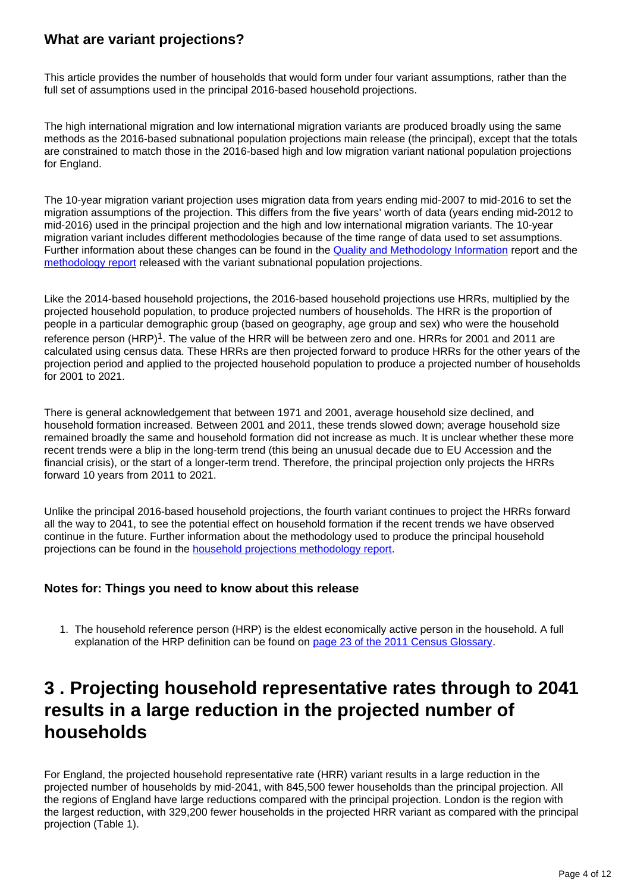### What are variant projections?

This article provides the number of households that would form under four variant assumptions, rather than the full set of assumptions used in the principal 2016-based household projections.

The high international migration and low international migration variants are produced broadly using the same methods as the 2016-based subnational population projections main release (the principal), except that the totals are constrained to match those in the 2016-based high and low migration variant national population projections for England.

The 10-year migration variant projection uses migration data from years ending mid-2007 to mid-2016 to set the migration assumptions of the projection. This differs from the five years' worth of data (years ending mid-2012 to mid-2016) used in the principal projection and the high and low international migration variants. The 10-year migration variant includes different methodologies because of the time range of data used to set assumptions. Further information about these changes can be found in the Quality and Methodology Information report and the methodology report released with the variant subnational population projections.

Like the 2014-based household projections, the 2016-based household projections use HRRs, multiplied by the projected household population, to produce projected numbers of households. The HRR is the proportion of people in a particular demographic group (based on geography, age group and sex) who were the household reference person (HRP)[1]. The value of the HRR will be between zero and one. HRRs for 2001 and 2011 are calculated using census data. These HRRs are then projected forward to produce HRRs for the other years of the projection period and applied to the projected household population to produce a projected number of households for 2001 to 2021.

There is general acknowledgement that between 1971 and 2001, average household size declined, and household formation increased. Between 2001 and 2011, these trends slowed down; average household size remained broadly the same and household formation did not increase as much. It is unclear whether these more recent trends were a blip in the long-term trend (this being an unusual decade due to EU Accession and the financial crisis), or the start of a longer-term trend. Therefore, the principal projection only projects the HRRs forward 10 years from 2011 to 2021.

Unlike the principal 2016-based household projections, the fourth variant continues to project the HRRs forward all the way to 2041, to see the potential effect on household formation if the recent trends we have observed continue in the future. Further information about the methodology used to produce the principal household projections can be found in the household projections methodology report.

### Notes for: Things you need to know about this release

1. The household reference person (HRP) is the eldest economically active person in the household. A full explanation of the HRP definition can be found on page 23 of the 2011 Census Glossary.

# 3 . Projecting household representative rates through to 2041 results in a large reduction in the projected number of households

For England, the projected household representative rate (HRR) variant results in a large reduction in the projected number of households by mid-2041, with 845,500 fewer households than the principal projection. All the regions of England have large reductions compared with the principal projection. London is the region with the largest reduction, with 329,200 fewer households in the projected HRR variant as compared with the principal projection (Table 1).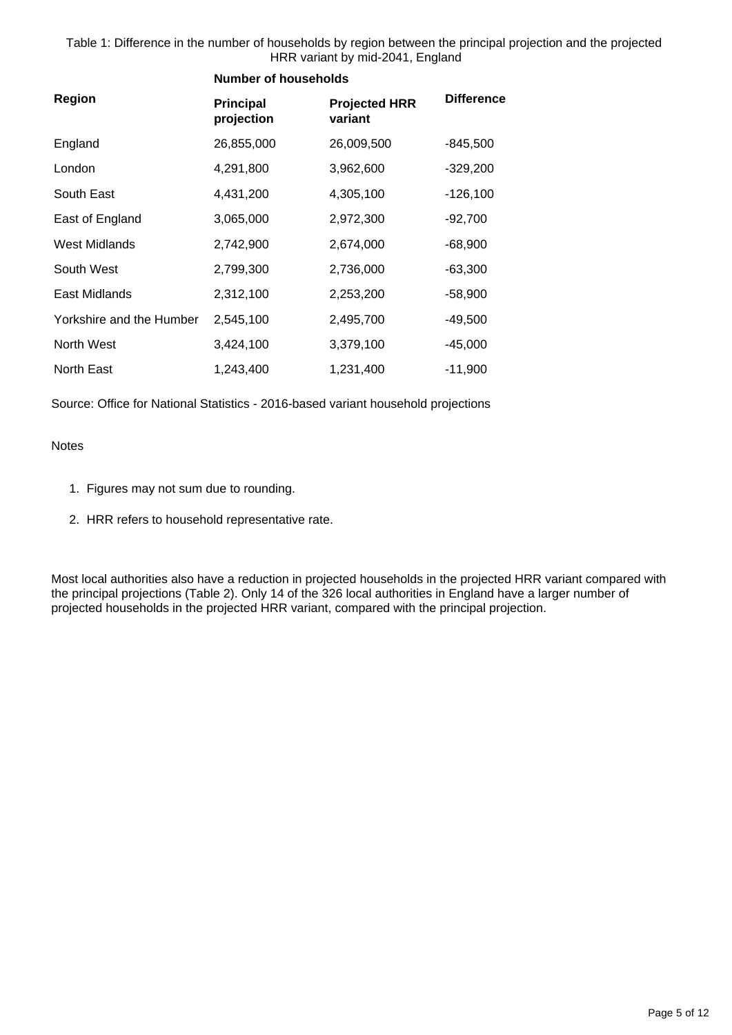Table 1: Difference in the number of households by region between the principal projection and the projected HRR variant by mid-2041, England

| Region | Number of households | | |
|---|---|---|---|
| | **Principal projection** | **Projected HRR variant** | **Difference** |
| England | 26,855,000 | 26,009,500 | -845,500 |
| London | 4,291,800 | 3,962,600 | -329,200 |
| South East | 4,431,200 | 4,305,100 | -126,100 |
| East of England | 3,065,000 | 2,972,300 | -92,700 |
| West Midlands | 2,742,900 | 2,674,000 | -68,900 |
| South West | 2,799,300 | 2,736,000 | -63,300 |
| East Midlands | 2,312,100 | 2,253,200 | -58,900 |
| Yorkshire and the Humber | 2,545,100 | 2,495,700 | -49,500 |
| North West | 3,424,100 | 3,379,100 | -45,000 |
| North East | 1,243,400 | 1,231,400 | -11,900 |

Source: Office for National Statistics - 2016-based variant household projections

Notes

1. Figures may not sum due to rounding.
2. HRR refers to household representative rate.

Most local authorities also have a reduction in projected households in the projected HRR variant compared with the principal projections (Table 2). Only 14 of the 326 local authorities in England have a larger number of projected households in the projected HRR variant, compared with the principal projection.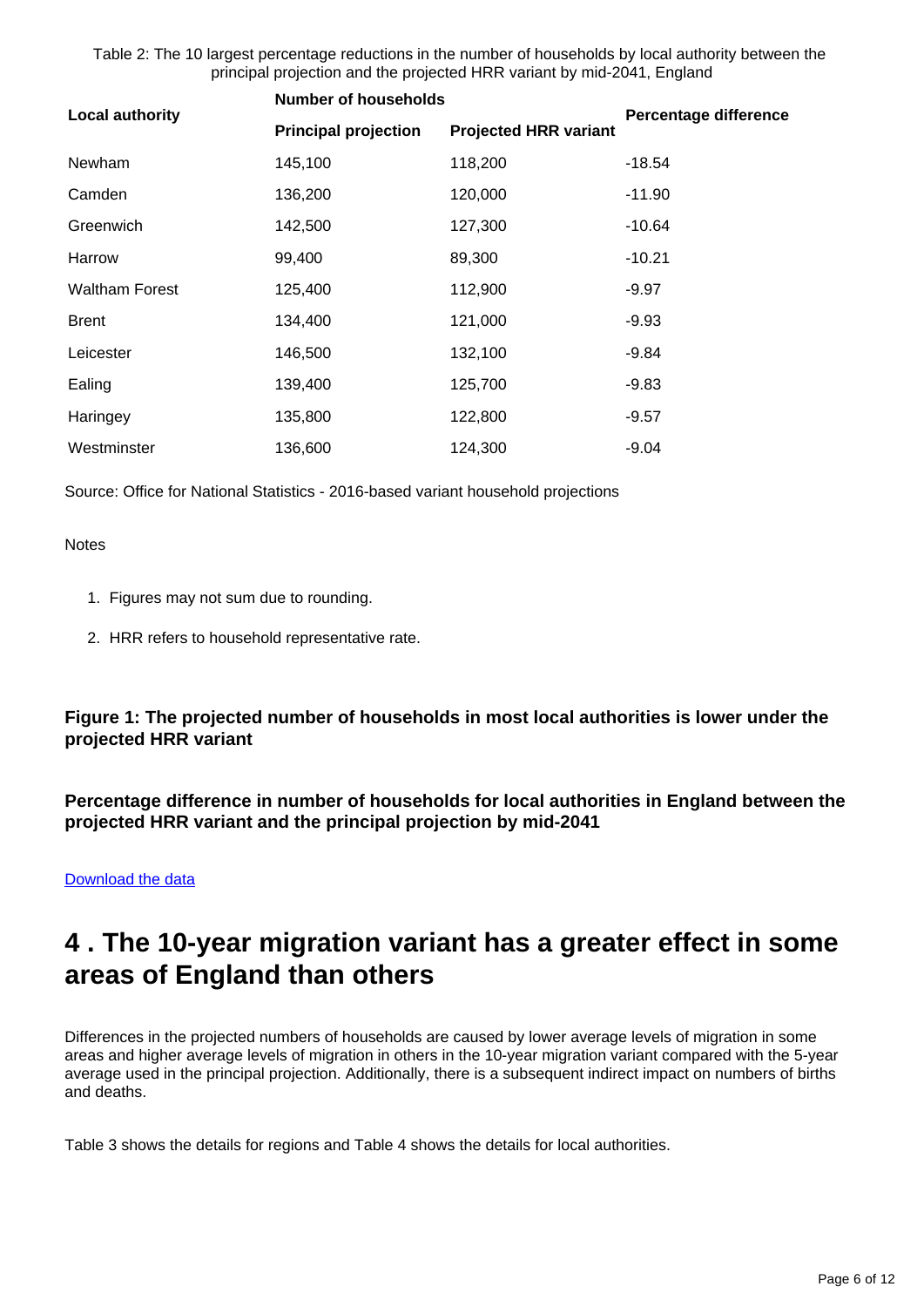Table 2: The 10 largest percentage reductions in the number of households by local authority between the principal projection and the projected HRR variant by mid-2041, England

| Local authority | Number of households | | Percentage difference |
|---|---|---|---|
| | Principal projection | Projected HRR variant | |
| Newham | 145,100 | 118,200 | -18.54 |
| Camden | 136,200 | 120,000 | -11.90 |
| Greenwich | 142,500 | 127,300 | -10.64 |
| Harrow | 99,400 | 89,300 | -10.21 |
| Waltham Forest | 125,400 | 112,900 | -9.97 |
| Brent | 134,400 | 121,000 | -9.93 |
| Leicester | 146,500 | 132,100 | -9.84 |
| Ealing | 139,400 | 125,700 | -9.83 |
| Haringey | 135,800 | 122,800 | -9.57 |
| Westminster | 136,600 | 124,300 | -9.04 |

Source: Office for National Statistics - 2016-based variant household projections

Notes

1. Figures may not sum due to rounding.
2. HRR refers to household representative rate.

**Figure 1: The projected number of households in most local authorities is lower under the projected HRR variant**

**Percentage difference in number of households for local authorities in England between the projected HRR variant and the principal projection by mid-2041**

Download the data

## 4 . The 10-year migration variant has a greater effect in some areas of England than others

Differences in the projected numbers of households are caused by lower average levels of migration in some areas and higher average levels of migration in others in the 10-year migration variant compared with the 5-year average used in the principal projection. Additionally, there is a subsequent indirect impact on numbers of births and deaths.

Table 3 shows the details for regions and Table 4 shows the details for local authorities.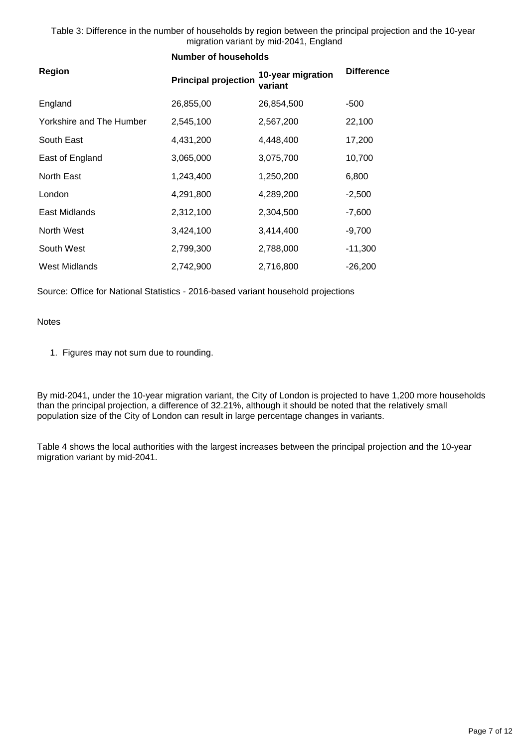Table 3: Difference in the number of households by region between the principal projection and the 10-year migration variant by mid-2041, England

| Region | Number of households | | Difference |
|---|---|---|---|
| | **Principal projection** | **10-year migration variant** | |
| England | 26,855,00 | 26,854,500 | -500 |
| Yorkshire and The Humber | 2,545,100 | 2,567,200 | 22,100 |
| South East | 4,431,200 | 4,448,400 | 17,200 |
| East of England | 3,065,000 | 3,075,700 | 10,700 |
| North East | 1,243,400 | 1,250,200 | 6,800 |
| London | 4,291,800 | 4,289,200 | -2,500 |
| East Midlands | 2,312,100 | 2,304,500 | -7,600 |
| North West | 3,424,100 | 3,414,400 | -9,700 |
| South West | 2,799,300 | 2,788,000 | -11,300 |
| West Midlands | 2,742,900 | 2,716,800 | -26,200 |

Source: Office for National Statistics - 2016-based variant household projections

Notes

1. Figures may not sum due to rounding.

By mid-2041, under the 10-year migration variant, the City of London is projected to have 1,200 more households than the principal projection, a difference of 32.21%, although it should be noted that the relatively small population size of the City of London can result in large percentage changes in variants.

Table 4 shows the local authorities with the largest increases between the principal projection and the 10-year migration variant by mid-2041.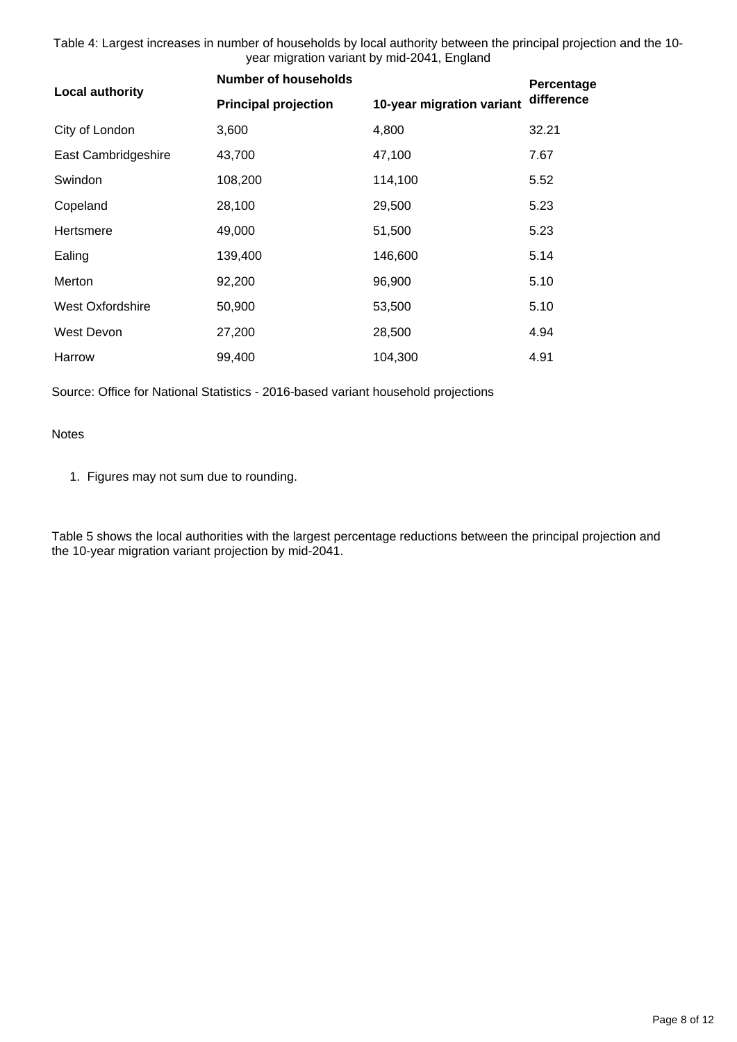Table 4: Largest increases in number of households by local authority between the principal projection and the 10-year migration variant by mid-2041, England

| Local authority | Number of households | | Percentage difference |
|---|---|---|---|
| | Principal projection | 10-year migration variant | |
| City of London | 3,600 | 4,800 | 32.21 |
| East Cambridgeshire | 43,700 | 47,100 | 7.67 |
| Swindon | 108,200 | 114,100 | 5.52 |
| Copeland | 28,100 | 29,500 | 5.23 |
| Hertsmere | 49,000 | 51,500 | 5.23 |
| Ealing | 139,400 | 146,600 | 5.14 |
| Merton | 92,200 | 96,900 | 5.10 |
| West Oxfordshire | 50,900 | 53,500 | 5.10 |
| West Devon | 27,200 | 28,500 | 4.94 |
| Harrow | 99,400 | 104,300 | 4.91 |

Source: Office for National Statistics - 2016-based variant household projections

Notes

1. Figures may not sum due to rounding.

Table 5 shows the local authorities with the largest percentage reductions between the principal projection and the 10-year migration variant projection by mid-2041.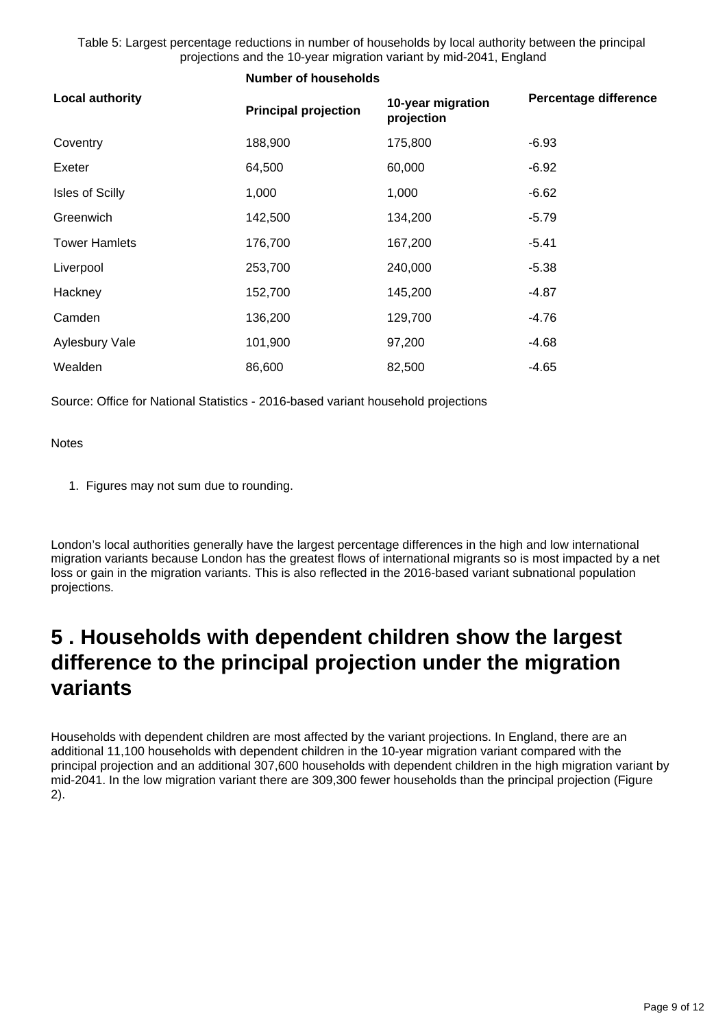Table 5: Largest percentage reductions in number of households by local authority between the principal projections and the 10-year migration variant by mid-2041, England

| Local authority | Number of households | | Percentage difference |
|---|---|---|---|
| | Principal projection | 10-year migration projection | |
| Coventry | 188,900 | 175,800 | -6.93 |
| Exeter | 64,500 | 60,000 | -6.92 |
| Isles of Scilly | 1,000 | 1,000 | -6.62 |
| Greenwich | 142,500 | 134,200 | -5.79 |
| Tower Hamlets | 176,700 | 167,200 | -5.41 |
| Liverpool | 253,700 | 240,000 | -5.38 |
| Hackney | 152,700 | 145,200 | -4.87 |
| Camden | 136,200 | 129,700 | -4.76 |
| Aylesbury Vale | 101,900 | 97,200 | -4.68 |
| Wealden | 86,600 | 82,500 | -4.65 |

Source: Office for National Statistics - 2016-based variant household projections

Notes

1. Figures may not sum due to rounding.

London's local authorities generally have the largest percentage differences in the high and low international migration variants because London has the greatest flows of international migrants so is most impacted by a net loss or gain in the migration variants. This is also reflected in the 2016-based variant subnational population projections.

## 5 . Households with dependent children show the largest difference to the principal projection under the migration variants

Households with dependent children are most affected by the variant projections. In England, there are an additional 11,100 households with dependent children in the 10-year migration variant compared with the principal projection and an additional 307,600 households with dependent children in the high migration variant by mid-2041. In the low migration variant there are 309,300 fewer households than the principal projection (Figure 2).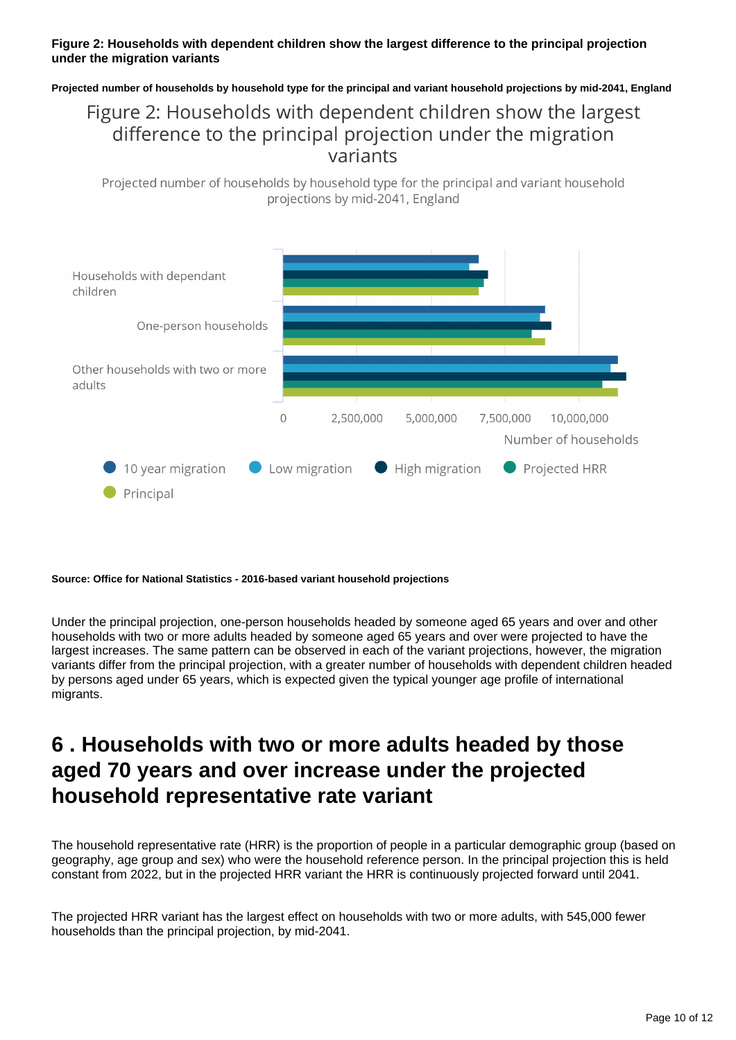**Figure 2: Households with dependent children show the largest difference to the principal projection under the migration variants**

**Projected number of households by household type for the principal and variant household projections by mid-2041, England**

**Source: Office for National Statistics - 2016-based variant household projections**

Under the principal projection, one-person households headed by someone aged 65 years and over and other households with two or more adults headed by someone aged 65 years and over were projected to have the largest increases. The same pattern can be observed in each of the variant projections, however, the migration variants differ from the principal projection, with a greater number of households with dependent children headed by persons aged under 65 years, which is expected given the typical younger age profile of international migrants.

## 6 . Households with two or more adults headed by those aged 70 years and over increase under the projected household representative rate variant

The household representative rate (HRR) is the proportion of people in a particular demographic group (based on geography, age group and sex) who were the household reference person. In the principal projection this is held constant from 2022, but in the projected HRR variant the HRR is continuously projected forward until 2041.

The projected HRR variant has the largest effect on households with two or more adults, with 545,000 fewer households than the principal projection, by mid-2041.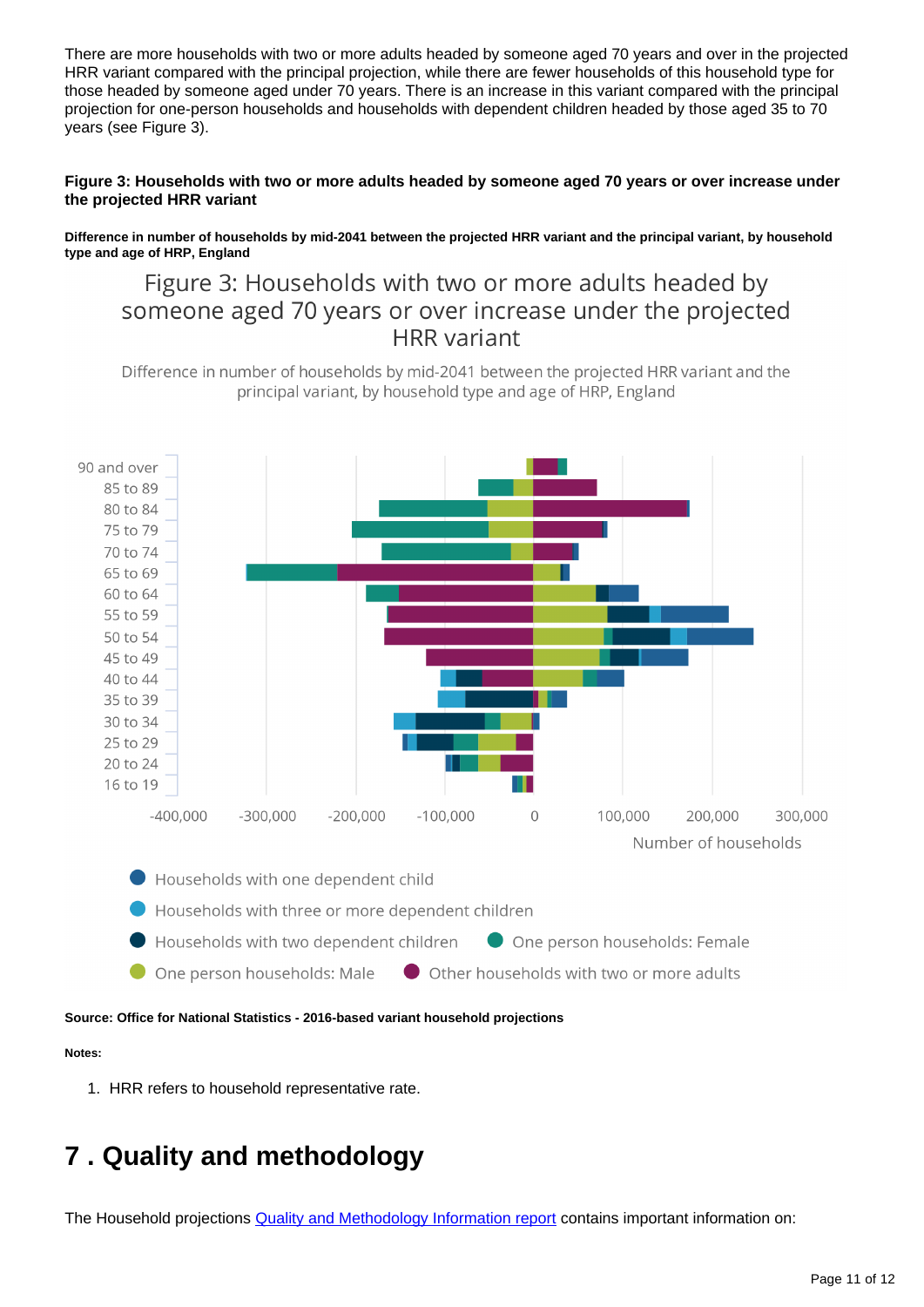There are more households with two or more adults headed by someone aged 70 years and over in the projected HRR variant compared with the principal projection, while there are fewer households of this household type for those headed by someone aged under 70 years. There is an increase in this variant compared with the principal projection for one-person households and households with dependent children headed by those aged 35 to 70 years (see Figure 3).

**Figure 3: Households with two or more adults headed by someone aged 70 years or over increase under the projected HRR variant**

**Difference in number of households by mid-2041 between the projected HRR variant and the principal variant, by household type and age of HRP, England**

Figure 3: Households with two or more adults headed by someone aged 70 years or over increase under the projected HRR variant

Difference in number of households by mid-2041 between the projected HRR variant and the principal variant, by household type and age of HRP, England

90 and over
85 to 89
80 to 84
75 to 79
70 to 74
65 to 69
60 to 64
55 to 59
50 to 54
45 to 49
40 to 44
35 to 39
30 to 34
25 to 29
20 to 24
16 to 19

-400,000 -300,000 -200,000 -100,000 0 100,000 200,000 300,000

Number of households

Households with one dependent child
Households with three or more dependent children
Households with two dependent children
One person households: Female
One person households: Male
Other households with two or more adults

**Source: Office for National Statistics - 2016-based variant household projections**

**Notes:**

1. HRR refers to household representative rate.

# 7 . Quality and methodology

The Household projections Quality and Methodology Information report contains important information on: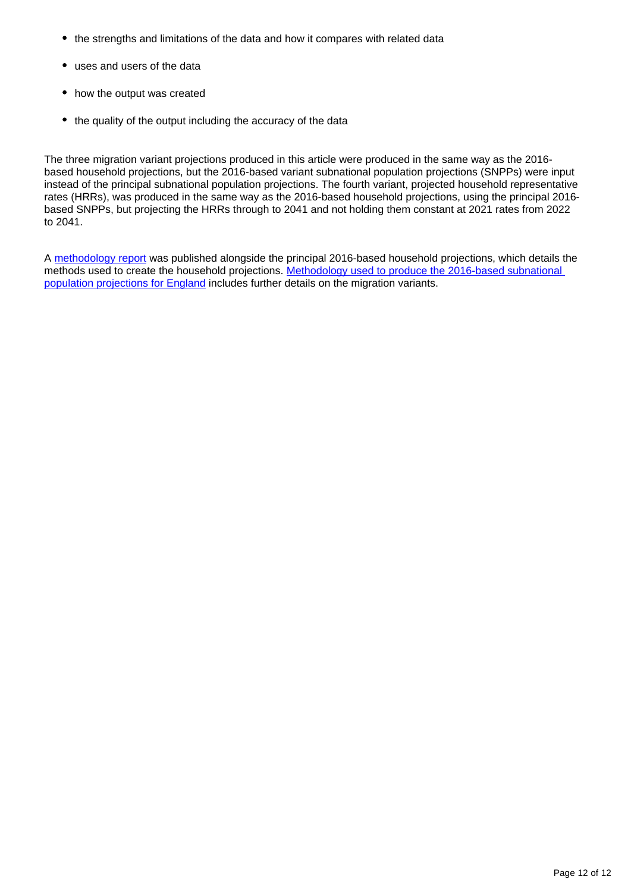- the strengths and limitations of the data and how it compares with related data
- uses and users of the data
- how the output was created
- the quality of the output including the accuracy of the data

The three migration variant projections produced in this article were produced in the same way as the 2016-based household projections, but the 2016-based variant subnational population projections (SNPPs) were input instead of the principal subnational population projections. The fourth variant, projected household representative rates (HRRs), was produced in the same way as the 2016-based household projections, using the principal 2016-based SNPPs, but projecting the HRRs through to 2041 and not holding them constant at 2021 rates from 2022 to 2041.

A methodology report was published alongside the principal 2016-based household projections, which details the methods used to create the household projections. Methodology used to produce the 2016-based subnational population projections for England includes further details on the migration variants.